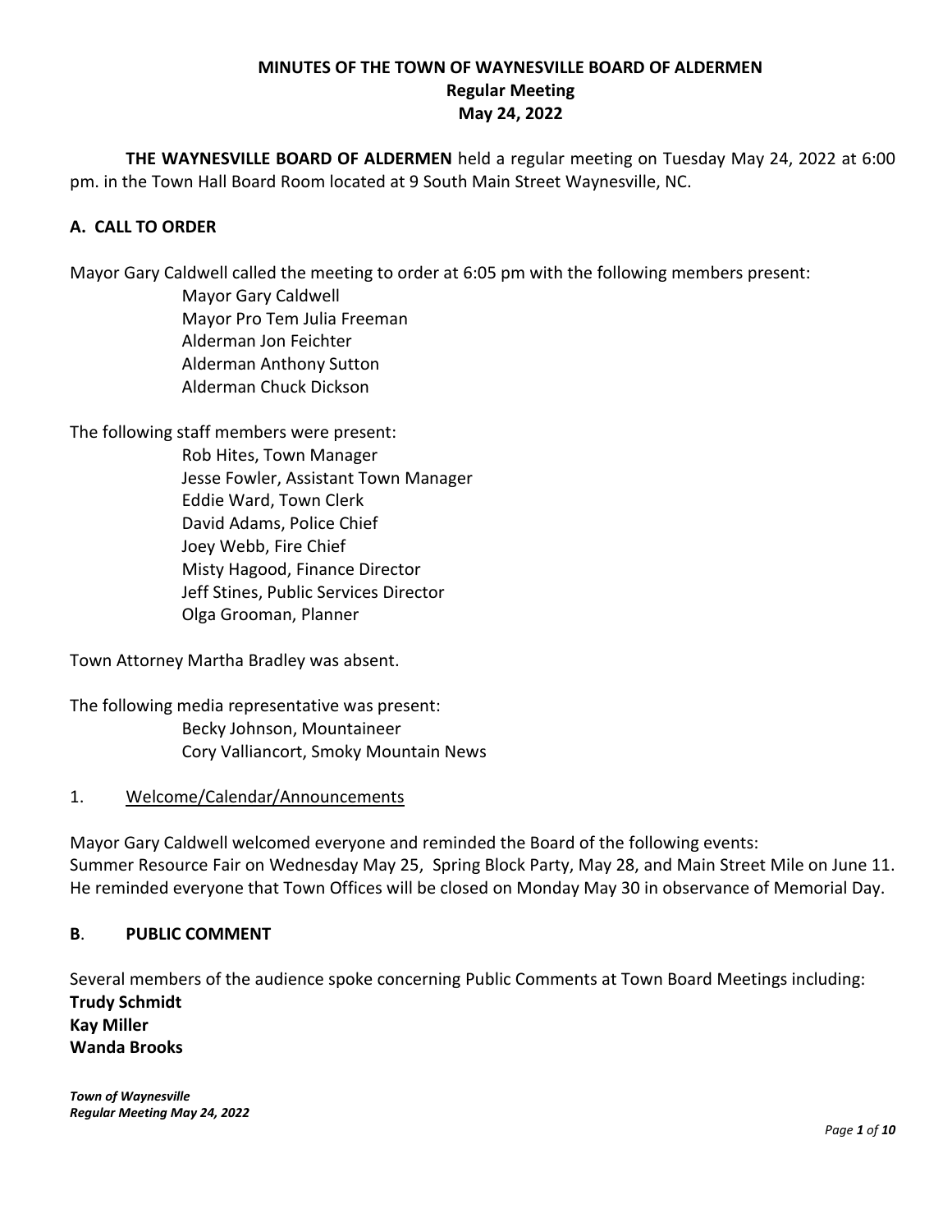# MINUTES OF THE TOWN OF WAYNESVILLE BOARD OF ALDERMEN
## Regular Meeting
## May 24, 2022

**THE WAYNESVILLE BOARD OF ALDERMEN** held a regular meeting on Tuesday May 24, 2022 at 6:00 pm. in the Town Hall Board Room located at 9 South Main Street Waynesville, NC.

## A. CALL TO ORDER

Mayor Gary Caldwell called the meeting to order at 6:05 pm with the following members present:

Mayor Gary Caldwell
Mayor Pro Tem Julia Freeman
Alderman Jon Feichter
Alderman Anthony Sutton
Alderman Chuck Dickson

The following staff members were present:

Rob Hites, Town Manager
Jesse Fowler, Assistant Town Manager
Eddie Ward, Town Clerk
David Adams, Police Chief
Joey Webb, Fire Chief
Misty Hagood, Finance Director
Jeff Stines, Public Services Director
Olga Grooman, Planner

Town Attorney Martha Bradley was absent.

The following media representative was present:

Becky Johnson, Mountaineer
Cory Valliancort, Smoky Mountain News

1. Welcome/Calendar/Announcements

Mayor Gary Caldwell welcomed everyone and reminded the Board of the following events:
Summer Resource Fair on Wednesday May 25, Spring Block Party, May 28, and Main Street Mile on June 11. He reminded everyone that Town Offices will be closed on Monday May 30 in observance of Memorial Day.

## B. PUBLIC COMMENT

Several members of the audience spoke concerning Public Comments at Town Board Meetings including:
**Trudy Schmidt**
**Kay Miller**
**Wanda Brooks**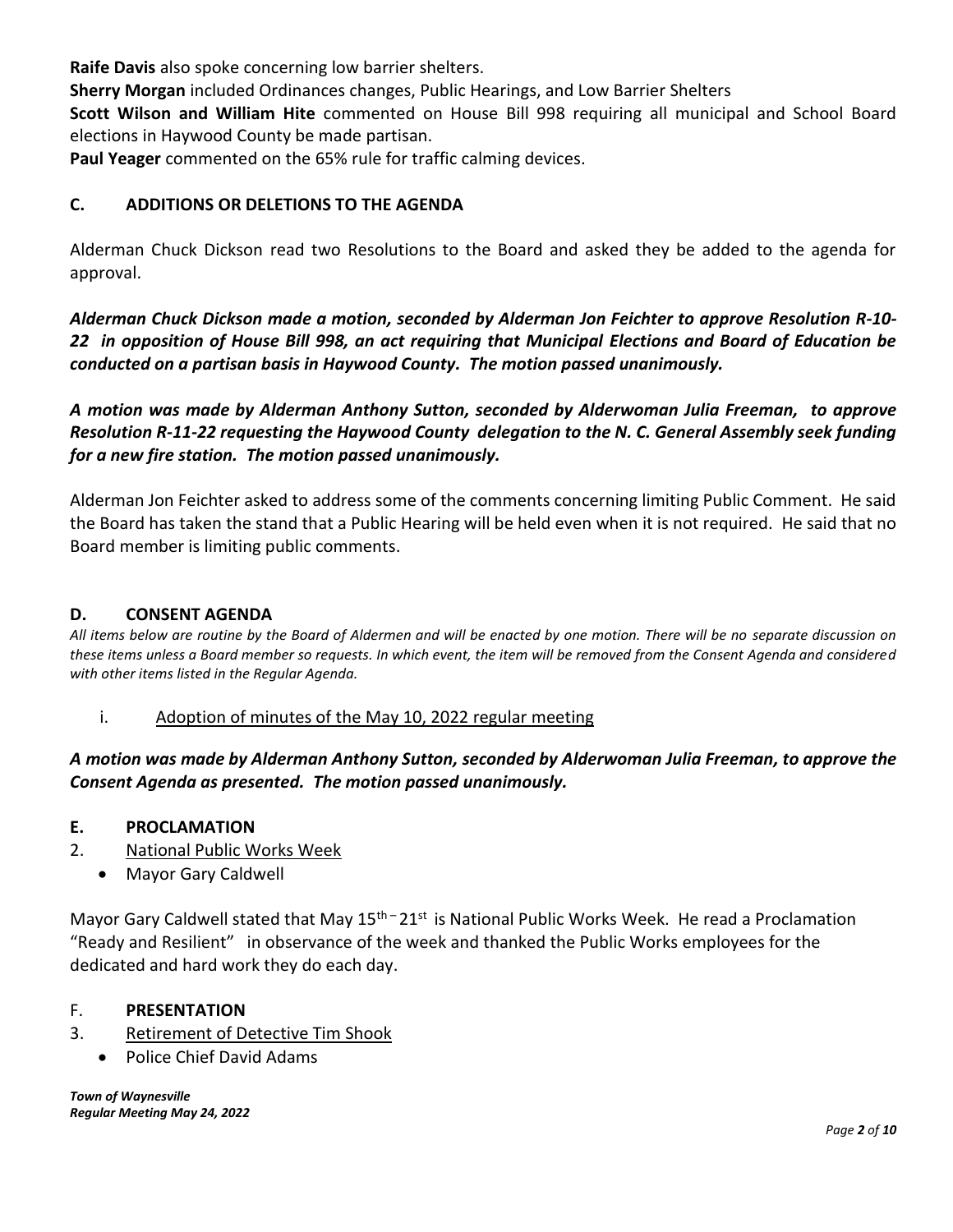**Raife Davis** also spoke concerning low barrier shelters.

**Sherry Morgan** included Ordinances changes, Public Hearings, and Low Barrier Shelters

**Scott Wilson and William Hite** commented on House Bill 998 requiring all municipal and School Board elections in Haywood County be made partisan.

**Paul Yeager** commented on the 65% rule for traffic calming devices.

## C. ADDITIONS OR DELETIONS TO THE AGENDA

Alderman Chuck Dickson read two Resolutions to the Board and asked they be added to the agenda for approval.

***Alderman Chuck Dickson made a motion, seconded by Alderman Jon Feichter to approve Resolution R-10-22 in opposition of House Bill 998, an act requiring that Municipal Elections and Board of Education be conducted on a partisan basis in Haywood County. The motion passed unanimously.***

***A motion was made by Alderman Anthony Sutton, seconded by Alderwoman Julia Freeman, to approve Resolution R-11-22 requesting the Haywood County delegation to the N. C. General Assembly seek funding for a new fire station. The motion passed unanimously.***

Alderman Jon Feichter asked to address some of the comments concerning limiting Public Comment. He said the Board has taken the stand that a Public Hearing will be held even when it is not required. He said that no Board member is limiting public comments.

## D. CONSENT AGENDA

*All items below are routine by the Board of Aldermen and will be enacted by one motion. There will be no separate discussion on these items unless a Board member so requests. In which event, the item will be removed from the Consent Agenda and considered with other items listed in the Regular Agenda.*

i. Adoption of minutes of the May 10, 2022 regular meeting

***A motion was made by Alderman Anthony Sutton, seconded by Alderwoman Julia Freeman, to approve the Consent Agenda as presented. The motion passed unanimously.***

## E. PROCLAMATION

2. National Public Works Week
   - Mayor Gary Caldwell

Mayor Gary Caldwell stated that May 15th – 21st is National Public Works Week. He read a Proclamation "Ready and Resilient" in observance of the week and thanked the Public Works employees for the dedicated and hard work they do each day.

## F. PRESENTATION

3. Retirement of Detective Tim Shook
   - Police Chief David Adams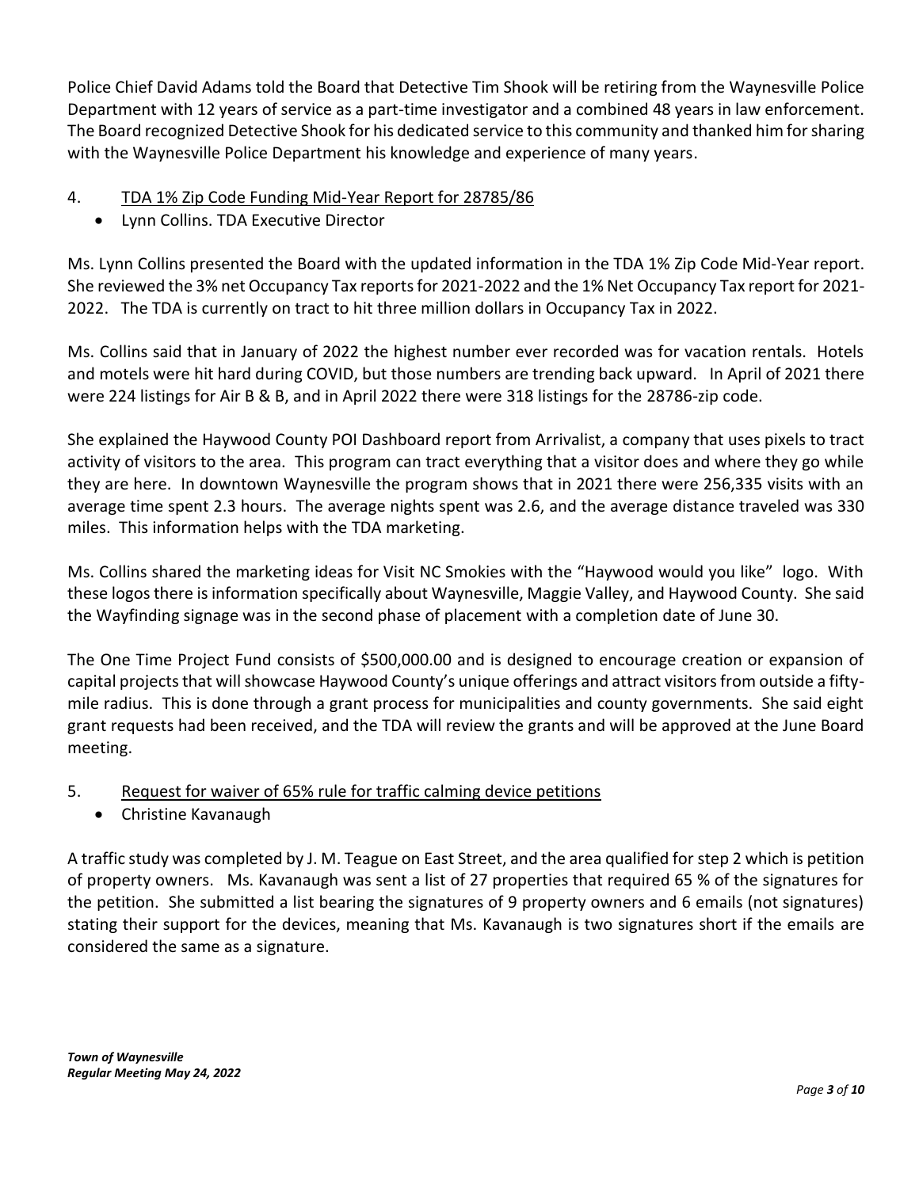Police Chief David Adams told the Board that Detective Tim Shook will be retiring from the Waynesville Police Department with 12 years of service as a part-time investigator and a combined 48 years in law enforcement. The Board recognized Detective Shook for his dedicated service to this community and thanked him for sharing with the Waynesville Police Department his knowledge and experience of many years.

4. <u>TDA 1% Zip Code Funding Mid-Year Report for 28785/86</u>
   - Lynn Collins. TDA Executive Director

Ms. Lynn Collins presented the Board with the updated information in the TDA 1% Zip Code Mid-Year report. She reviewed the 3% net Occupancy Tax reports for 2021-2022 and the 1% Net Occupancy Tax report for 2021-2022. The TDA is currently on tract to hit three million dollars in Occupancy Tax in 2022.

Ms. Collins said that in January of 2022 the highest number ever recorded was for vacation rentals. Hotels and motels were hit hard during COVID, but those numbers are trending back upward. In April of 2021 there were 224 listings for Air B & B, and in April 2022 there were 318 listings for the 28786-zip code.

She explained the Haywood County POI Dashboard report from Arrivalist, a company that uses pixels to tract activity of visitors to the area. This program can tract everything that a visitor does and where they go while they are here. In downtown Waynesville the program shows that in 2021 there were 256,335 visits with an average time spent 2.3 hours. The average nights spent was 2.6, and the average distance traveled was 330 miles. This information helps with the TDA marketing.

Ms. Collins shared the marketing ideas for Visit NC Smokies with the "Haywood would you like" logo. With these logos there is information specifically about Waynesville, Maggie Valley, and Haywood County. She said the Wayfinding signage was in the second phase of placement with a completion date of June 30.

The One Time Project Fund consists of $500,000.00 and is designed to encourage creation or expansion of capital projects that will showcase Haywood County's unique offerings and attract visitors from outside a fifty-mile radius. This is done through a grant process for municipalities and county governments. She said eight grant requests had been received, and the TDA will review the grants and will be approved at the June Board meeting.

5. <u>Request for waiver of 65% rule for traffic calming device petitions</u>
   - Christine Kavanaugh

A traffic study was completed by J. M. Teague on East Street, and the area qualified for step 2 which is petition of property owners. Ms. Kavanaugh was sent a list of 27 properties that required 65 % of the signatures for the petition. She submitted a list bearing the signatures of 9 property owners and 6 emails (not signatures) stating their support for the devices, meaning that Ms. Kavanaugh is two signatures short if the emails are considered the same as a signature.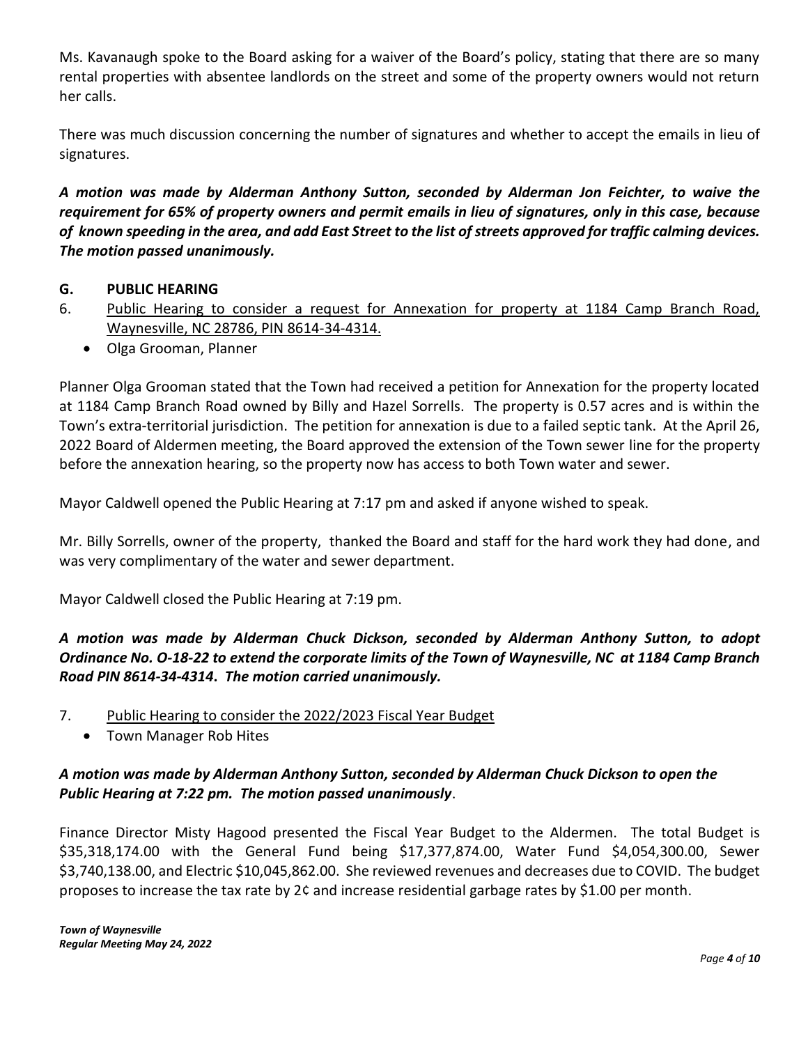Ms. Kavanaugh spoke to the Board asking for a waiver of the Board's policy, stating that there are so many rental properties with absentee landlords on the street and some of the property owners would not return her calls.

There was much discussion concerning the number of signatures and whether to accept the emails in lieu of signatures.

***A motion was made by Alderman Anthony Sutton, seconded by Alderman Jon Feichter, to waive the requirement for 65% of property owners and permit emails in lieu of signatures, only in this case, because of known speeding in the area, and add East Street to the list of streets approved for traffic calming devices. The motion passed unanimously.***

## G. PUBLIC HEARING

6. Public Hearing to consider a request for Annexation for property at 1184 Camp Branch Road, Waynesville, NC 28786, PIN 8614-34-4314.
   - Olga Grooman, Planner

Planner Olga Grooman stated that the Town had received a petition for Annexation for the property located at 1184 Camp Branch Road owned by Billy and Hazel Sorrells. The property is 0.57 acres and is within the Town's extra-territorial jurisdiction. The petition for annexation is due to a failed septic tank. At the April 26, 2022 Board of Aldermen meeting, the Board approved the extension of the Town sewer line for the property before the annexation hearing, so the property now has access to both Town water and sewer.

Mayor Caldwell opened the Public Hearing at 7:17 pm and asked if anyone wished to speak.

Mr. Billy Sorrells, owner of the property, thanked the Board and staff for the hard work they had done, and was very complimentary of the water and sewer department.

Mayor Caldwell closed the Public Hearing at 7:19 pm.

***A motion was made by Alderman Chuck Dickson, seconded by Alderman Anthony Sutton, to adopt Ordinance No. O-18-22 to extend the corporate limits of the Town of Waynesville, NC at 1184 Camp Branch Road PIN 8614-34-4314. The motion carried unanimously.***

7. Public Hearing to consider the 2022/2023 Fiscal Year Budget
   - Town Manager Rob Hites

***A motion was made by Alderman Anthony Sutton, seconded by Alderman Chuck Dickson to open the Public Hearing at 7:22 pm. The motion passed unanimously***.

Finance Director Misty Hagood presented the Fiscal Year Budget to the Aldermen. The total Budget is $35,318,174.00 with the General Fund being $17,377,874.00, Water Fund $4,054,300.00, Sewer $3,740,138.00, and Electric $10,045,862.00. She reviewed revenues and decreases due to COVID. The budget proposes to increase the tax rate by 2¢ and increase residential garbage rates by $1.00 per month.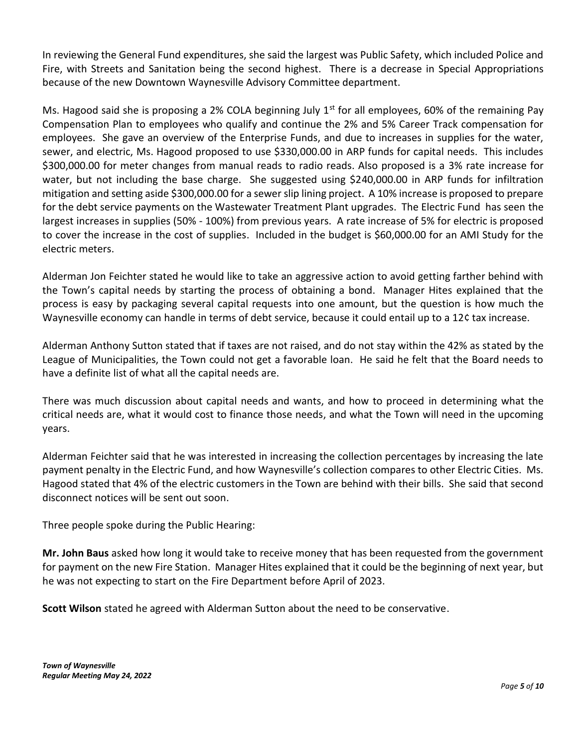In reviewing the General Fund expenditures, she said the largest was Public Safety, which included Police and Fire, with Streets and Sanitation being the second highest. There is a decrease in Special Appropriations because of the new Downtown Waynesville Advisory Committee department.

Ms. Hagood said she is proposing a 2% COLA beginning July 1st for all employees, 60% of the remaining Pay Compensation Plan to employees who qualify and continue the 2% and 5% Career Track compensation for employees. She gave an overview of the Enterprise Funds, and due to increases in supplies for the water, sewer, and electric, Ms. Hagood proposed to use $330,000.00 in ARP funds for capital needs. This includes $300,000.00 for meter changes from manual reads to radio reads. Also proposed is a 3% rate increase for water, but not including the base charge. She suggested using $240,000.00 in ARP funds for infiltration mitigation and setting aside $300,000.00 for a sewer slip lining project. A 10% increase is proposed to prepare for the debt service payments on the Wastewater Treatment Plant upgrades. The Electric Fund has seen the largest increases in supplies (50% - 100%) from previous years. A rate increase of 5% for electric is proposed to cover the increase in the cost of supplies. Included in the budget is $60,000.00 for an AMI Study for the electric meters.

Alderman Jon Feichter stated he would like to take an aggressive action to avoid getting farther behind with the Town's capital needs by starting the process of obtaining a bond. Manager Hites explained that the process is easy by packaging several capital requests into one amount, but the question is how much the Waynesville economy can handle in terms of debt service, because it could entail up to a 12¢ tax increase.

Alderman Anthony Sutton stated that if taxes are not raised, and do not stay within the 42% as stated by the League of Municipalities, the Town could not get a favorable loan. He said he felt that the Board needs to have a definite list of what all the capital needs are.

There was much discussion about capital needs and wants, and how to proceed in determining what the critical needs are, what it would cost to finance those needs, and what the Town will need in the upcoming years.

Alderman Feichter said that he was interested in increasing the collection percentages by increasing the late payment penalty in the Electric Fund, and how Waynesville's collection compares to other Electric Cities. Ms. Hagood stated that 4% of the electric customers in the Town are behind with their bills. She said that second disconnect notices will be sent out soon.

Three people spoke during the Public Hearing:

**Mr. John Baus** asked how long it would take to receive money that has been requested from the government for payment on the new Fire Station. Manager Hites explained that it could be the beginning of next year, but he was not expecting to start on the Fire Department before April of 2023.

**Scott Wilson** stated he agreed with Alderman Sutton about the need to be conservative.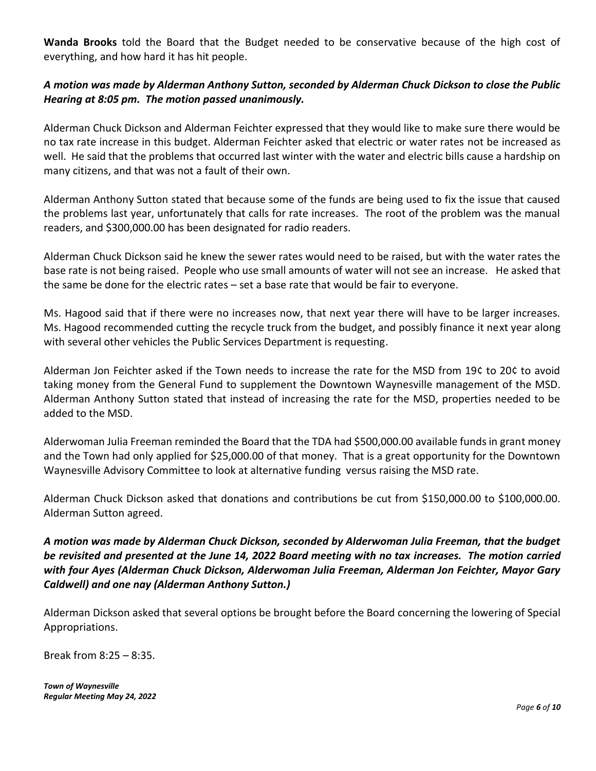**Wanda Brooks** told the Board that the Budget needed to be conservative because of the high cost of everything, and how hard it has hit people.

***A motion was made by Alderman Anthony Sutton, seconded by Alderman Chuck Dickson to close the Public Hearing at 8:05 pm. The motion passed unanimously.***

Alderman Chuck Dickson and Alderman Feichter expressed that they would like to make sure there would be no tax rate increase in this budget. Alderman Feichter asked that electric or water rates not be increased as well. He said that the problems that occurred last winter with the water and electric bills cause a hardship on many citizens, and that was not a fault of their own.

Alderman Anthony Sutton stated that because some of the funds are being used to fix the issue that caused the problems last year, unfortunately that calls for rate increases. The root of the problem was the manual readers, and $300,000.00 has been designated for radio readers.

Alderman Chuck Dickson said he knew the sewer rates would need to be raised, but with the water rates the base rate is not being raised. People who use small amounts of water will not see an increase. He asked that the same be done for the electric rates – set a base rate that would be fair to everyone.

Ms. Hagood said that if there were no increases now, that next year there will have to be larger increases. Ms. Hagood recommended cutting the recycle truck from the budget, and possibly finance it next year along with several other vehicles the Public Services Department is requesting.

Alderman Jon Feichter asked if the Town needs to increase the rate for the MSD from 19¢ to 20¢ to avoid taking money from the General Fund to supplement the Downtown Waynesville management of the MSD. Alderman Anthony Sutton stated that instead of increasing the rate for the MSD, properties needed to be added to the MSD.

Alderwoman Julia Freeman reminded the Board that the TDA had $500,000.00 available funds in grant money and the Town had only applied for $25,000.00 of that money. That is a great opportunity for the Downtown Waynesville Advisory Committee to look at alternative funding versus raising the MSD rate.

Alderman Chuck Dickson asked that donations and contributions be cut from $150,000.00 to $100,000.00. Alderman Sutton agreed.

***A motion was made by Alderman Chuck Dickson, seconded by Alderwoman Julia Freeman, that the budget be revisited and presented at the June 14, 2022 Board meeting with no tax increases. The motion carried with four Ayes (Alderman Chuck Dickson, Alderwoman Julia Freeman, Alderman Jon Feichter, Mayor Gary Caldwell) and one nay (Alderman Anthony Sutton.)***

Alderman Dickson asked that several options be brought before the Board concerning the lowering of Special Appropriations.

Break from 8:25 – 8:35.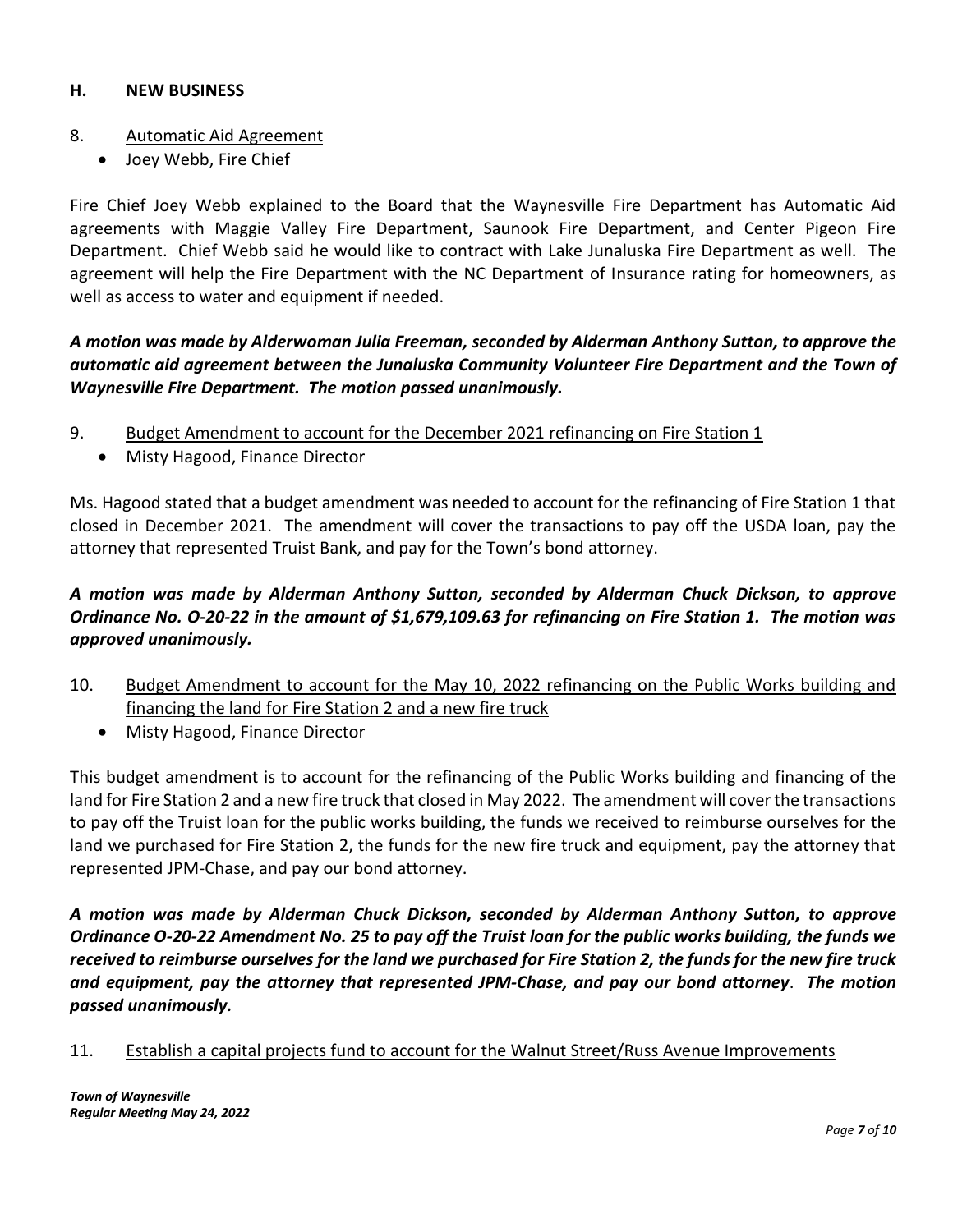## H. NEW BUSINESS

8. Automatic Aid Agreement
   - Joey Webb, Fire Chief

Fire Chief Joey Webb explained to the Board that the Waynesville Fire Department has Automatic Aid agreements with Maggie Valley Fire Department, Saunook Fire Department, and Center Pigeon Fire Department. Chief Webb said he would like to contract with Lake Junaluska Fire Department as well. The agreement will help the Fire Department with the NC Department of Insurance rating for homeowners, as well as access to water and equipment if needed.

***A motion was made by Alderwoman Julia Freeman, seconded by Alderman Anthony Sutton, to approve the automatic aid agreement between the Junaluska Community Volunteer Fire Department and the Town of Waynesville Fire Department. The motion passed unanimously.***

9. Budget Amendment to account for the December 2021 refinancing on Fire Station 1
   - Misty Hagood, Finance Director

Ms. Hagood stated that a budget amendment was needed to account for the refinancing of Fire Station 1 that closed in December 2021. The amendment will cover the transactions to pay off the USDA loan, pay the attorney that represented Truist Bank, and pay for the Town's bond attorney.

***A motion was made by Alderman Anthony Sutton, seconded by Alderman Chuck Dickson, to approve Ordinance No. O-20-22 in the amount of $1,679,109.63 for refinancing on Fire Station 1. The motion was approved unanimously.***

10. Budget Amendment to account for the May 10, 2022 refinancing on the Public Works building and financing the land for Fire Station 2 and a new fire truck
    - Misty Hagood, Finance Director

This budget amendment is to account for the refinancing of the Public Works building and financing of the land for Fire Station 2 and a new fire truck that closed in May 2022. The amendment will cover the transactions to pay off the Truist loan for the public works building, the funds we received to reimburse ourselves for the land we purchased for Fire Station 2, the funds for the new fire truck and equipment, pay the attorney that represented JPM-Chase, and pay our bond attorney.

***A motion was made by Alderman Chuck Dickson, seconded by Alderman Anthony Sutton, to approve Ordinance O-20-22 Amendment No. 25 to pay off the Truist loan for the public works building, the funds we received to reimburse ourselves for the land we purchased for Fire Station 2, the funds for the new fire truck and equipment, pay the attorney that represented JPM-Chase, and pay our bond attorney. The motion passed unanimously.***

11. Establish a capital projects fund to account for the Walnut Street/Russ Avenue Improvements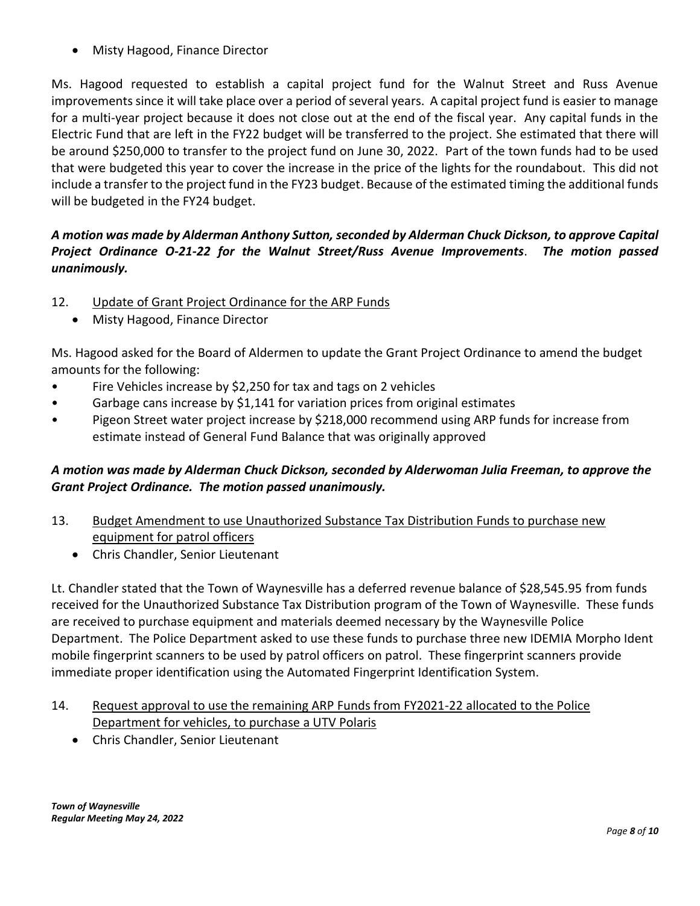- Misty Hagood, Finance Director

Ms. Hagood requested to establish a capital project fund for the Walnut Street and Russ Avenue improvements since it will take place over a period of several years. A capital project fund is easier to manage for a multi-year project because it does not close out at the end of the fiscal year. Any capital funds in the Electric Fund that are left in the FY22 budget will be transferred to the project. She estimated that there will be around $250,000 to transfer to the project fund on June 30, 2022. Part of the town funds had to be used that were budgeted this year to cover the increase in the price of the lights for the roundabout. This did not include a transfer to the project fund in the FY23 budget. Because of the estimated timing the additional funds will be budgeted in the FY24 budget.

***A motion was made by Alderman Anthony Sutton, seconded by Alderman Chuck Dickson, to approve Capital Project Ordinance O-21-22 for the Walnut Street/Russ Avenue Improvements. The motion passed unanimously.***

12. Update of Grant Project Ordinance for the ARP Funds
    - Misty Hagood, Finance Director

Ms. Hagood asked for the Board of Aldermen to update the Grant Project Ordinance to amend the budget amounts for the following:

- Fire Vehicles increase by $2,250 for tax and tags on 2 vehicles
- Garbage cans increase by $1,141 for variation prices from original estimates
- Pigeon Street water project increase by $218,000 recommend using ARP funds for increase from estimate instead of General Fund Balance that was originally approved

***A motion was made by Alderman Chuck Dickson, seconded by Alderwoman Julia Freeman, to approve the Grant Project Ordinance. The motion passed unanimously.***

13. Budget Amendment to use Unauthorized Substance Tax Distribution Funds to purchase new equipment for patrol officers
    - Chris Chandler, Senior Lieutenant

Lt. Chandler stated that the Town of Waynesville has a deferred revenue balance of $28,545.95 from funds received for the Unauthorized Substance Tax Distribution program of the Town of Waynesville. These funds are received to purchase equipment and materials deemed necessary by the Waynesville Police Department. The Police Department asked to use these funds to purchase three new IDEMIA Morpho Ident mobile fingerprint scanners to be used by patrol officers on patrol. These fingerprint scanners provide immediate proper identification using the Automated Fingerprint Identification System.

14. Request approval to use the remaining ARP Funds from FY2021-22 allocated to the Police Department for vehicles, to purchase a UTV Polaris
    - Chris Chandler, Senior Lieutenant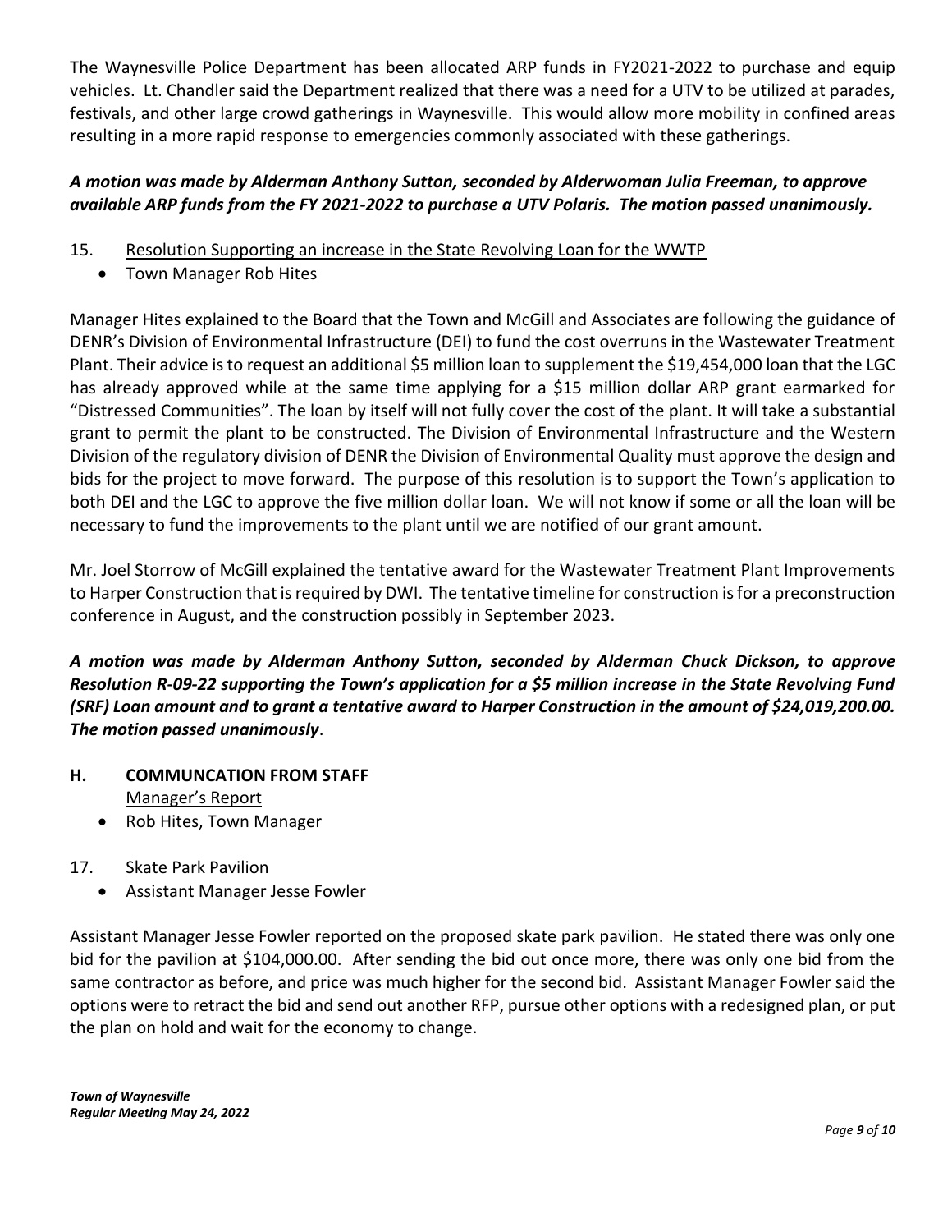The Waynesville Police Department has been allocated ARP funds in FY2021-2022 to purchase and equip vehicles. Lt. Chandler said the Department realized that there was a need for a UTV to be utilized at parades, festivals, and other large crowd gatherings in Waynesville. This would allow more mobility in confined areas resulting in a more rapid response to emergencies commonly associated with these gatherings.

***A motion was made by Alderman Anthony Sutton, seconded by Alderwoman Julia Freeman, to approve available ARP funds from the FY 2021-2022 to purchase a UTV Polaris. The motion passed unanimously.***

15. Resolution Supporting an increase in the State Revolving Loan for the WWTP
    - Town Manager Rob Hites

Manager Hites explained to the Board that the Town and McGill and Associates are following the guidance of DENR's Division of Environmental Infrastructure (DEI) to fund the cost overruns in the Wastewater Treatment Plant. Their advice is to request an additional $5 million loan to supplement the $19,454,000 loan that the LGC has already approved while at the same time applying for a $15 million dollar ARP grant earmarked for "Distressed Communities". The loan by itself will not fully cover the cost of the plant. It will take a substantial grant to permit the plant to be constructed. The Division of Environmental Infrastructure and the Western Division of the regulatory division of DENR the Division of Environmental Quality must approve the design and bids for the project to move forward. The purpose of this resolution is to support the Town's application to both DEI and the LGC to approve the five million dollar loan. We will not know if some or all the loan will be necessary to fund the improvements to the plant until we are notified of our grant amount.

Mr. Joel Storrow of McGill explained the tentative award for the Wastewater Treatment Plant Improvements to Harper Construction that is required by DWI. The tentative timeline for construction is for a preconstruction conference in August, and the construction possibly in September 2023.

***A motion was made by Alderman Anthony Sutton, seconded by Alderman Chuck Dickson, to approve Resolution R-09-22 supporting the Town's application for a $5 million increase in the State Revolving Fund (SRF) Loan amount and to grant a tentative award to Harper Construction in the amount of $24,019,200.00. The motion passed unanimously***.

## H. COMMUNCATION FROM STAFF

Manager's Report
- Rob Hites, Town Manager

17. Skate Park Pavilion
    - Assistant Manager Jesse Fowler

Assistant Manager Jesse Fowler reported on the proposed skate park pavilion. He stated there was only one bid for the pavilion at $104,000.00. After sending the bid out once more, there was only one bid from the same contractor as before, and price was much higher for the second bid. Assistant Manager Fowler said the options were to retract the bid and send out another RFP, pursue other options with a redesigned plan, or put the plan on hold and wait for the economy to change.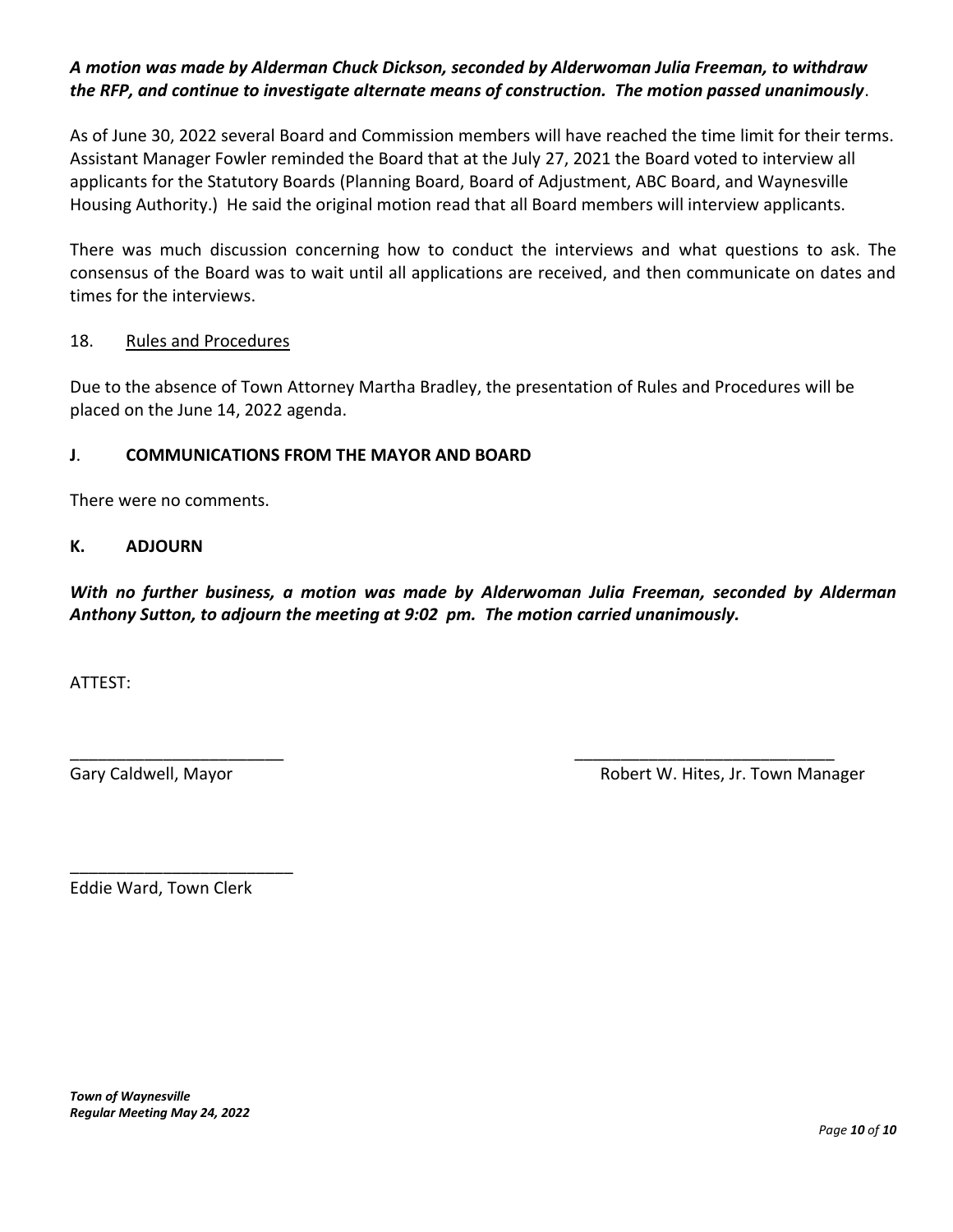***A motion was made by Alderman Chuck Dickson, seconded by Alderwoman Julia Freeman, to withdraw the RFP, and continue to investigate alternate means of construction. The motion passed unanimously***.

As of June 30, 2022 several Board and Commission members will have reached the time limit for their terms. Assistant Manager Fowler reminded the Board that at the July 27, 2021 the Board voted to interview all applicants for the Statutory Boards (Planning Board, Board of Adjustment, ABC Board, and Waynesville Housing Authority.) He said the original motion read that all Board members will interview applicants.

There was much discussion concerning how to conduct the interviews and what questions to ask. The consensus of the Board was to wait until all applications are received, and then communicate on dates and times for the interviews.

18. Rules and Procedures

Due to the absence of Town Attorney Martha Bradley, the presentation of Rules and Procedures will be placed on the June 14, 2022 agenda.

**J. COMMUNICATIONS FROM THE MAYOR AND BOARD**

There were no comments.

**K. ADJOURN**

***With no further business, a motion was made by Alderwoman Julia Freeman, seconded by Alderman Anthony Sutton, to adjourn the meeting at 9:02 pm. The motion carried unanimously.***

ATTEST:

_______________________ _____________________________

Gary Caldwell, Mayor Robert W. Hites, Jr. Town Manager

________________________

Eddie Ward, Town Clerk